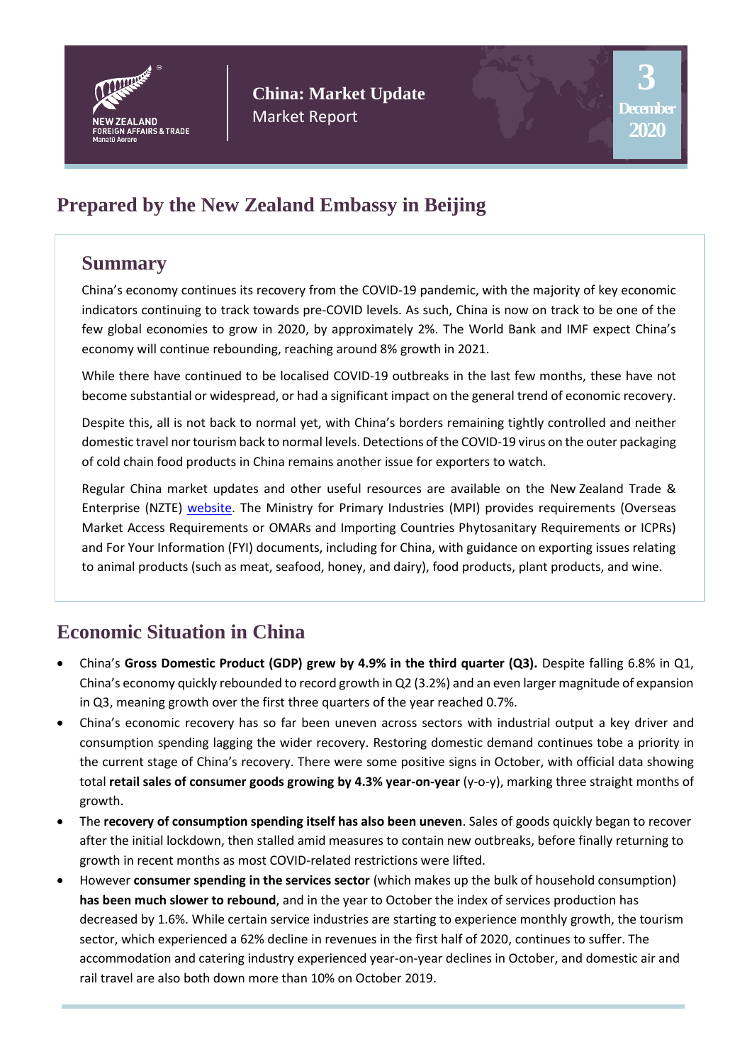NEW ZEALAND
FOREIGN AFFAIRS & TRADE
Manatū Aorere

**China: Market Update**
Market Report

3 December 2020

# Prepared by the New Zealand Embassy in Beijing

## Summary

China's economy continues its recovery from the COVID-19 pandemic, with the majority of key economic indicators continuing to track towards pre-COVID levels. As such, China is now on track to be one of the few global economies to grow in 2020, by approximately 2%. The World Bank and IMF expect China's economy will continue rebounding, reaching around 8% growth in 2021.

While there have continued to be localised COVID-19 outbreaks in the last few months, these have not become substantial or widespread, or had a significant impact on the general trend of economic recovery.

Despite this, all is not back to normal yet, with China's borders remaining tightly controlled and neither domestic travel nor tourism back to normal levels. Detections of the COVID-19 virus on the outer packaging of cold chain food products in China remains another issue for exporters to watch.

Regular China market updates and other useful resources are available on the New Zealand Trade & Enterprise (NZTE) website. The Ministry for Primary Industries (MPI) provides requirements (Overseas Market Access Requirements or OMARs and Importing Countries Phytosanitary Requirements or ICPRs) and For Your Information (FYI) documents, including for China, with guidance on exporting issues relating to animal products (such as meat, seafood, honey, and dairy), food products, plant products, and wine.

## Economic Situation in China

- China's **Gross Domestic Product (GDP) grew by 4.9% in the third quarter (Q3).** Despite falling 6.8% in Q1, China's economy quickly rebounded to record growth in Q2 (3.2%) and an even larger magnitude of expansion in Q3, meaning growth over the first three quarters of the year reached 0.7%.
- China's economic recovery has so far been uneven across sectors with industrial output a key driver and consumption spending lagging the wider recovery. Restoring domestic demand continues tobe a priority in the current stage of China's recovery. There were some positive signs in October, with official data showing total **retail sales of consumer goods growing by 4.3% year-on-year** (y-o-y), marking three straight months of growth.
- The **recovery of consumption spending itself has also been uneven**. Sales of goods quickly began to recover after the initial lockdown, then stalled amid measures to contain new outbreaks, before finally returning to growth in recent months as most COVID-related restrictions were lifted.
- However **consumer spending in the services sector** (which makes up the bulk of household consumption) **has been much slower to rebound**, and in the year to October the index of services production has decreased by 1.6%. While certain service industries are starting to experience monthly growth, the tourism sector, which experienced a 62% decline in revenues in the first half of 2020, continues to suffer. The accommodation and catering industry experienced year-on-year declines in October, and domestic air and rail travel are also both down more than 10% on October 2019.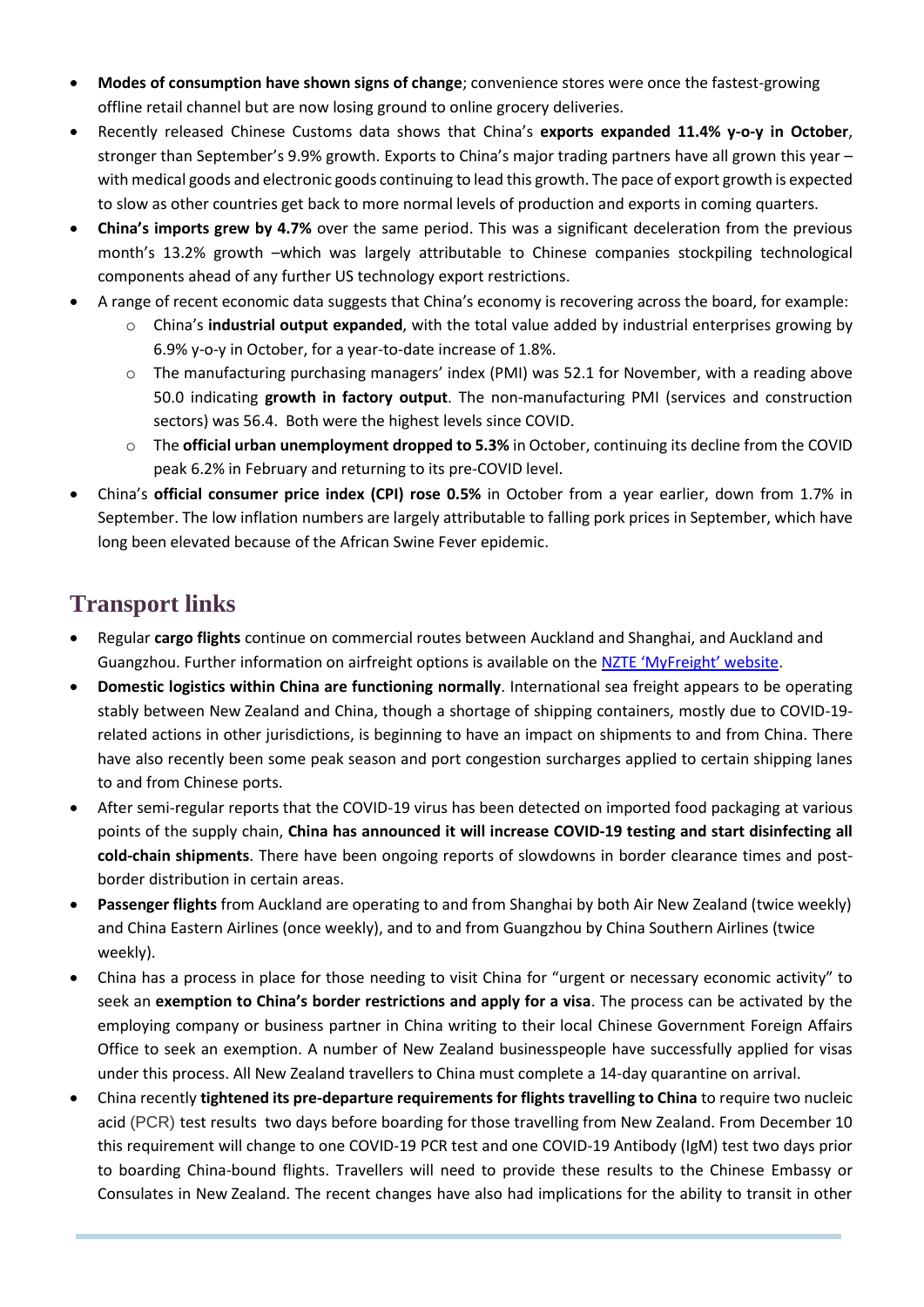- **Modes of consumption have shown signs of change**; convenience stores were once the fastest-growing offline retail channel but are now losing ground to online grocery deliveries.
- Recently released Chinese Customs data shows that China's **exports expanded 11.4% y-o-y in October**, stronger than September's 9.9% growth. Exports to China's major trading partners have all grown this year – with medical goods and electronic goods continuing to lead this growth. The pace of export growth is expected to slow as other countries get back to more normal levels of production and exports in coming quarters.
- **China's imports grew by 4.7%** over the same period. This was a significant deceleration from the previous month's 13.2% growth –which was largely attributable to Chinese companies stockpiling technological components ahead of any further US technology export restrictions.
- A range of recent economic data suggests that China's economy is recovering across the board, for example:
    - China's **industrial output expanded**, with the total value added by industrial enterprises growing by 6.9% y-o-y in October, for a year-to-date increase of 1.8%.
    - The manufacturing purchasing managers' index (PMI) was 52.1 for November, with a reading above 50.0 indicating **growth in factory output**. The non-manufacturing PMI (services and construction sectors) was 56.4. Both were the highest levels since COVID.
    - The **official urban unemployment dropped to 5.3%** in October, continuing its decline from the COVID peak 6.2% in February and returning to its pre-COVID level.
- China's **official consumer price index (CPI) rose 0.5%** in October from a year earlier, down from 1.7% in September. The low inflation numbers are largely attributable to falling pork prices in September, which have long been elevated because of the African Swine Fever epidemic.

## Transport links

- Regular **cargo flights** continue on commercial routes between Auckland and Shanghai, and Auckland and Guangzhou. Further information on airfreight options is available on the NZTE 'MyFreight' website.
- **Domestic logistics within China are functioning normally**. International sea freight appears to be operating stably between New Zealand and China, though a shortage of shipping containers, mostly due to COVID-19-related actions in other jurisdictions, is beginning to have an impact on shipments to and from China. There have also recently been some peak season and port congestion surcharges applied to certain shipping lanes to and from Chinese ports.
- After semi-regular reports that the COVID-19 virus has been detected on imported food packaging at various points of the supply chain, **China has announced it will increase COVID-19 testing and start disinfecting all cold-chain shipments**. There have been ongoing reports of slowdowns in border clearance times and post-border distribution in certain areas.
- **Passenger flights** from Auckland are operating to and from Shanghai by both Air New Zealand (twice weekly) and China Eastern Airlines (once weekly), and to and from Guangzhou by China Southern Airlines (twice weekly).
- China has a process in place for those needing to visit China for "urgent or necessary economic activity" to seek an **exemption to China's border restrictions and apply for a visa**. The process can be activated by the employing company or business partner in China writing to their local Chinese Government Foreign Affairs Office to seek an exemption. A number of New Zealand businesspeople have successfully applied for visas under this process. All New Zealand travellers to China must complete a 14-day quarantine on arrival.
- China recently **tightened its pre-departure requirements for flights travelling to China** to require two nucleic acid (PCR) test results two days before boarding for those travelling from New Zealand. From December 10 this requirement will change to one COVID-19 PCR test and one COVID-19 Antibody (IgM) test two days prior to boarding China-bound flights. Travellers will need to provide these results to the Chinese Embassy or Consulates in New Zealand. The recent changes have also had implications for the ability to transit in other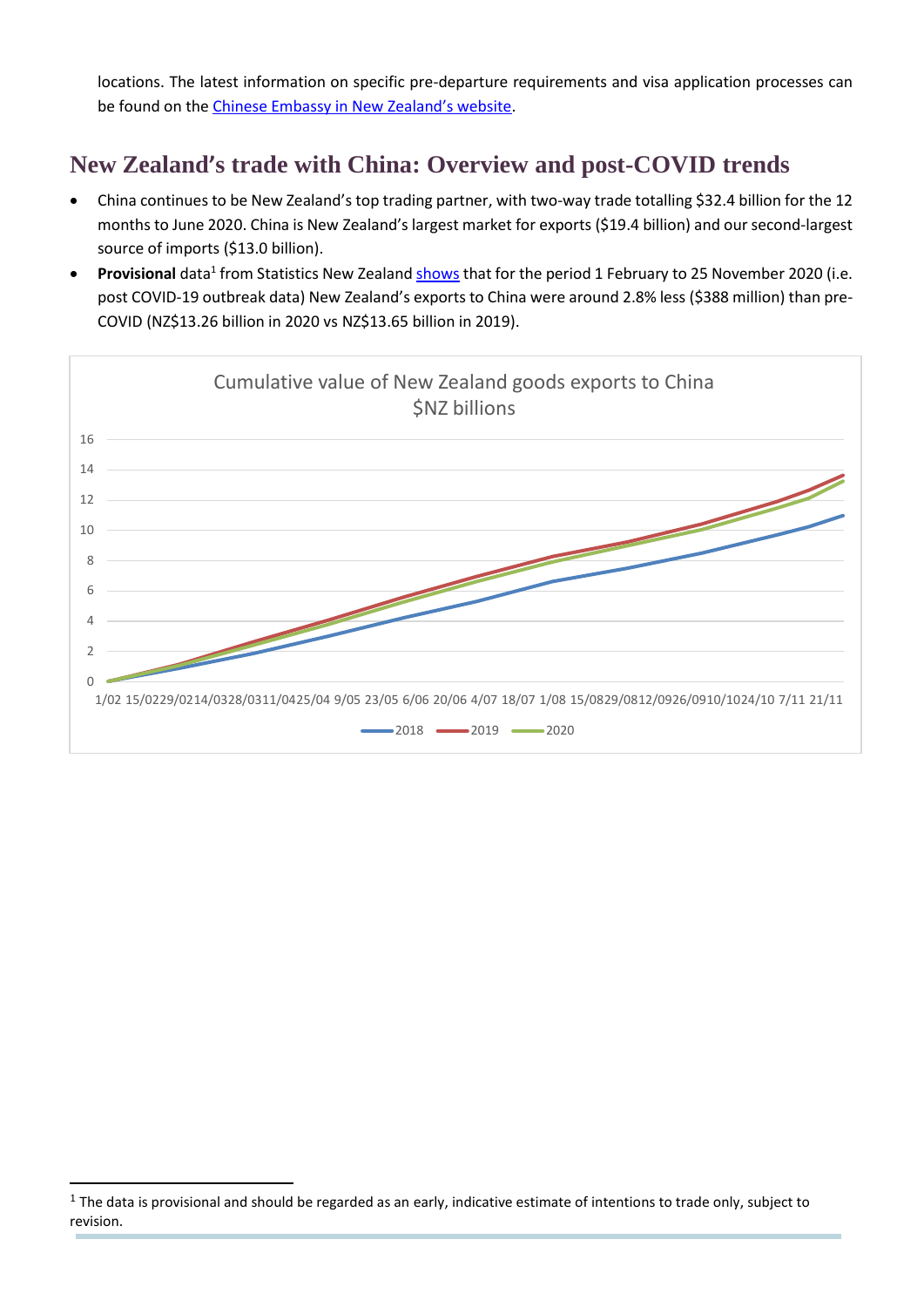locations. The latest information on specific pre-departure requirements and visa application processes can be found on the [Chinese Embassy in New Zealand's website](#).

## New Zealand's trade with China: Overview and post-COVID trends

- China continues to be New Zealand's top trading partner, with two-way trade totalling \$32.4 billion for the 12 months to June 2020. China is New Zealand's largest market for exports (\$19.4 billion) and our second-largest source of imports (\$13.0 billion).
- **Provisional** data[1] from Statistics New Zealand [shows](#) that for the period 1 February to 25 November 2020 (i.e. post COVID-19 outbreak data) New Zealand's exports to China were around 2.8% less (\$388 million) than pre-COVID (NZ\$13.26 billion in 2020 vs NZ\$13.65 billion in 2019).

Cumulative value of New Zealand goods exports to China
\$NZ billions

---

[1] The data is provisional and should be regarded as an early, indicative estimate of intentions to trade only, subject to revision.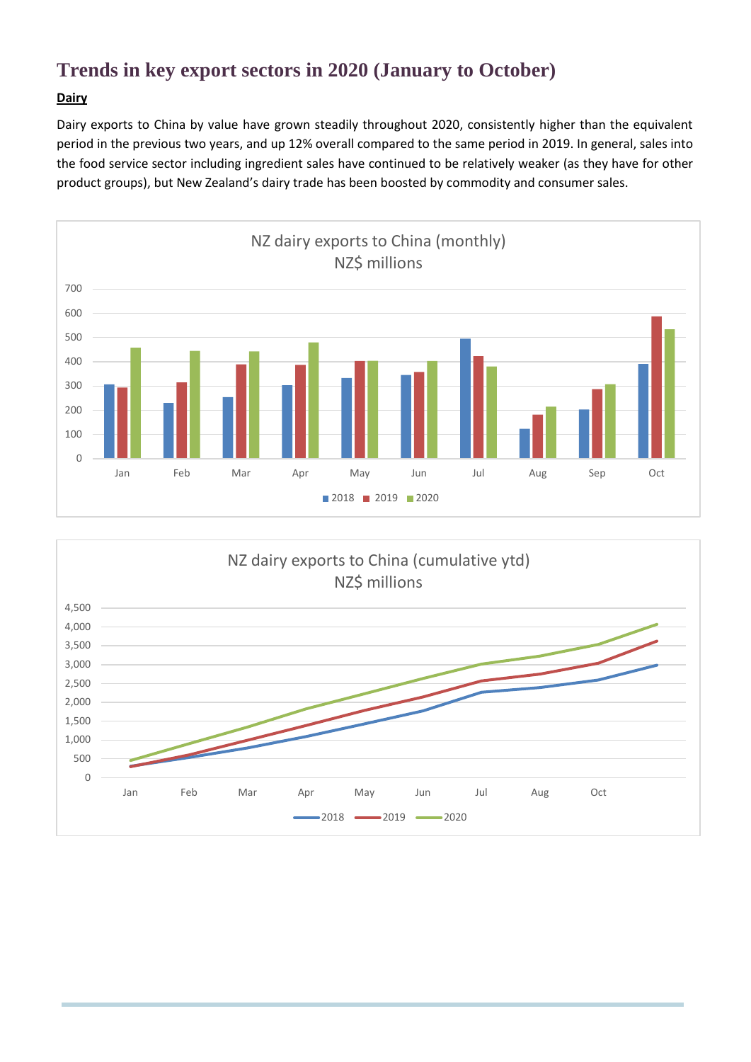# Trends in key export sectors in 2020 (January to October)

**Dairy**

Dairy exports to China by value have grown steadily throughout 2020, consistently higher than the equivalent period in the previous two years, and up 12% overall compared to the same period in 2019. In general, sales into the food service sector including ingredient sales have continued to be relatively weaker (as they have for other product groups), but New Zealand's dairy trade has been boosted by commodity and consumer sales.

NZ dairy exports to China (monthly)
NZ$ millions

NZ dairy exports to China (cumulative ytd)
NZ$ millions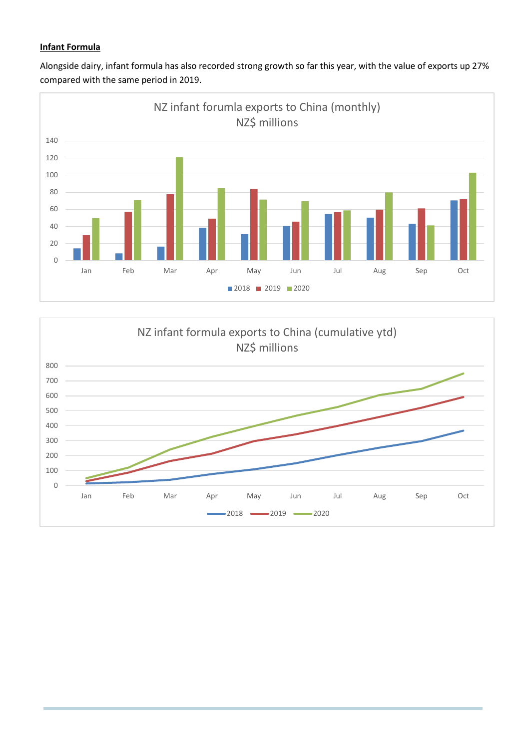**Infant Formula**

Alongside dairy, infant formula has also recorded strong growth so far this year, with the value of exports up 27% compared with the same period in 2019.

NZ infant forumla exports to China (monthly)
NZ$ millions

NZ infant formula exports to China (cumulative ytd)
NZ$ millions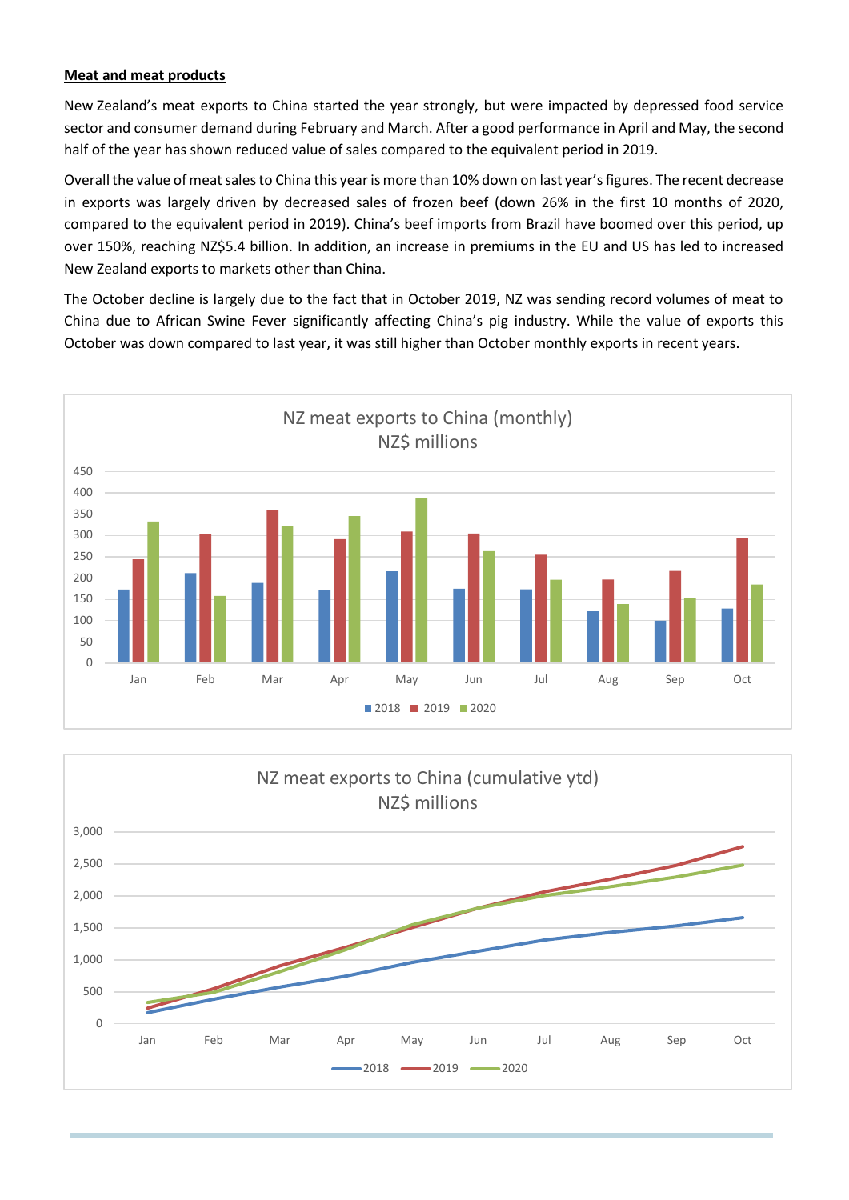**Meat and meat products**

New Zealand's meat exports to China started the year strongly, but were impacted by depressed food service sector and consumer demand during February and March. After a good performance in April and May, the second half of the year has shown reduced value of sales compared to the equivalent period in 2019.

Overall the value of meat sales to China this year is more than 10% down on last year's figures. The recent decrease in exports was largely driven by decreased sales of frozen beef (down 26% in the first 10 months of 2020, compared to the equivalent period in 2019). China's beef imports from Brazil have boomed over this period, up over 150%, reaching NZ$5.4 billion. In addition, an increase in premiums in the EU and US has led to increased New Zealand exports to markets other than China.

The October decline is largely due to the fact that in October 2019, NZ was sending record volumes of meat to China due to African Swine Fever significantly affecting China's pig industry. While the value of exports this October was down compared to last year, it was still higher than October monthly exports in recent years.

NZ meat exports to China (monthly)
NZ$ millions

NZ meat exports to China (cumulative ytd)
NZ$ millions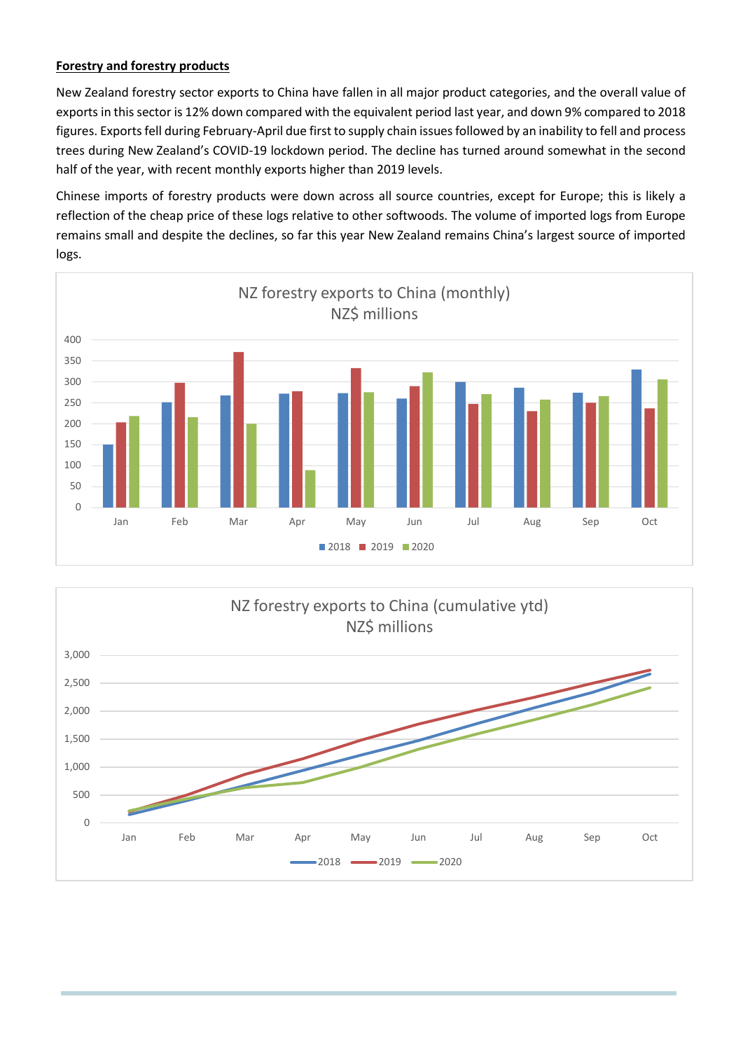**Forestry and forestry products**

New Zealand forestry sector exports to China have fallen in all major product categories, and the overall value of exports in this sector is 12% down compared with the equivalent period last year, and down 9% compared to 2018 figures. Exports fell during February-April due first to supply chain issues followed by an inability to fell and process trees during New Zealand's COVID-19 lockdown period. The decline has turned around somewhat in the second half of the year, with recent monthly exports higher than 2019 levels.

Chinese imports of forestry products were down across all source countries, except for Europe; this is likely a reflection of the cheap price of these logs relative to other softwoods. The volume of imported logs from Europe remains small and despite the declines, so far this year New Zealand remains China's largest source of imported logs.

NZ forestry exports to China (monthly)
NZ$ millions

NZ forestry exports to China (cumulative ytd)
NZ$ millions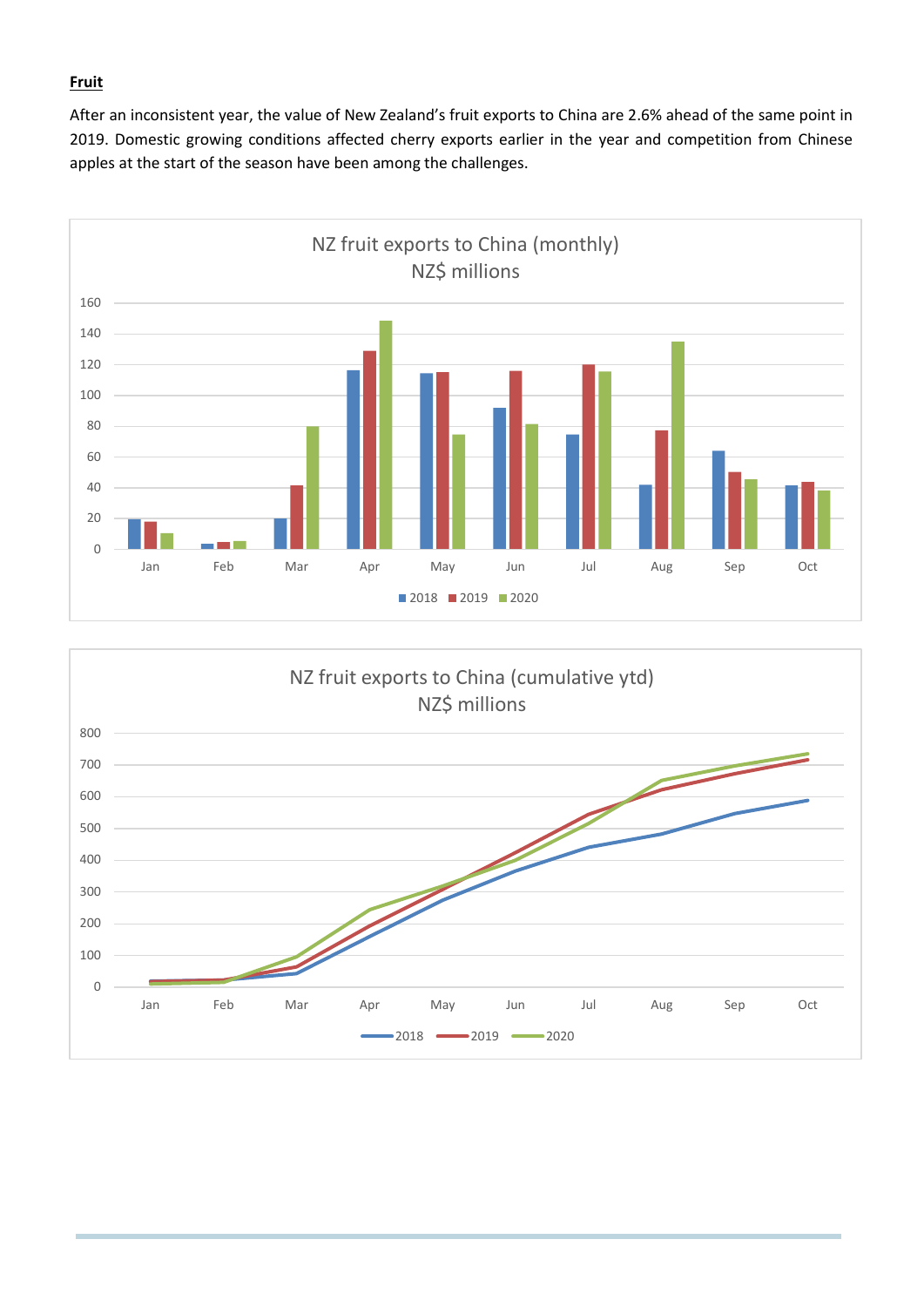**Fruit**

After an inconsistent year, the value of New Zealand's fruit exports to China are 2.6% ahead of the same point in 2019. Domestic growing conditions affected cherry exports earlier in the year and competition from Chinese apples at the start of the season have been among the challenges.

NZ fruit exports to China (monthly)
NZ$ millions

NZ fruit exports to China (cumulative ytd)
NZ$ millions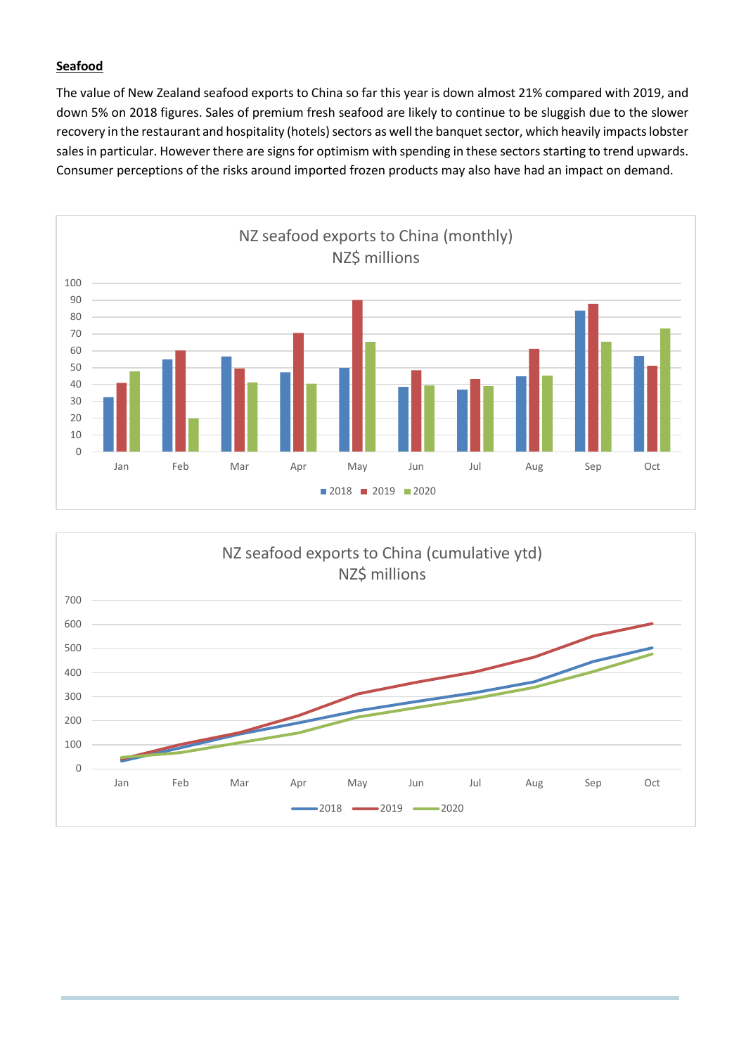**Seafood**

The value of New Zealand seafood exports to China so far this year is down almost 21% compared with 2019, and down 5% on 2018 figures. Sales of premium fresh seafood are likely to continue to be sluggish due to the slower recovery in the restaurant and hospitality (hotels) sectors as well the banquet sector, which heavily impacts lobster sales in particular. However there are signs for optimism with spending in these sectors starting to trend upwards. Consumer perceptions of the risks around imported frozen products may also have had an impact on demand.

NZ seafood exports to China (monthly)
NZ$ millions

NZ seafood exports to China (cumulative ytd)
NZ$ millions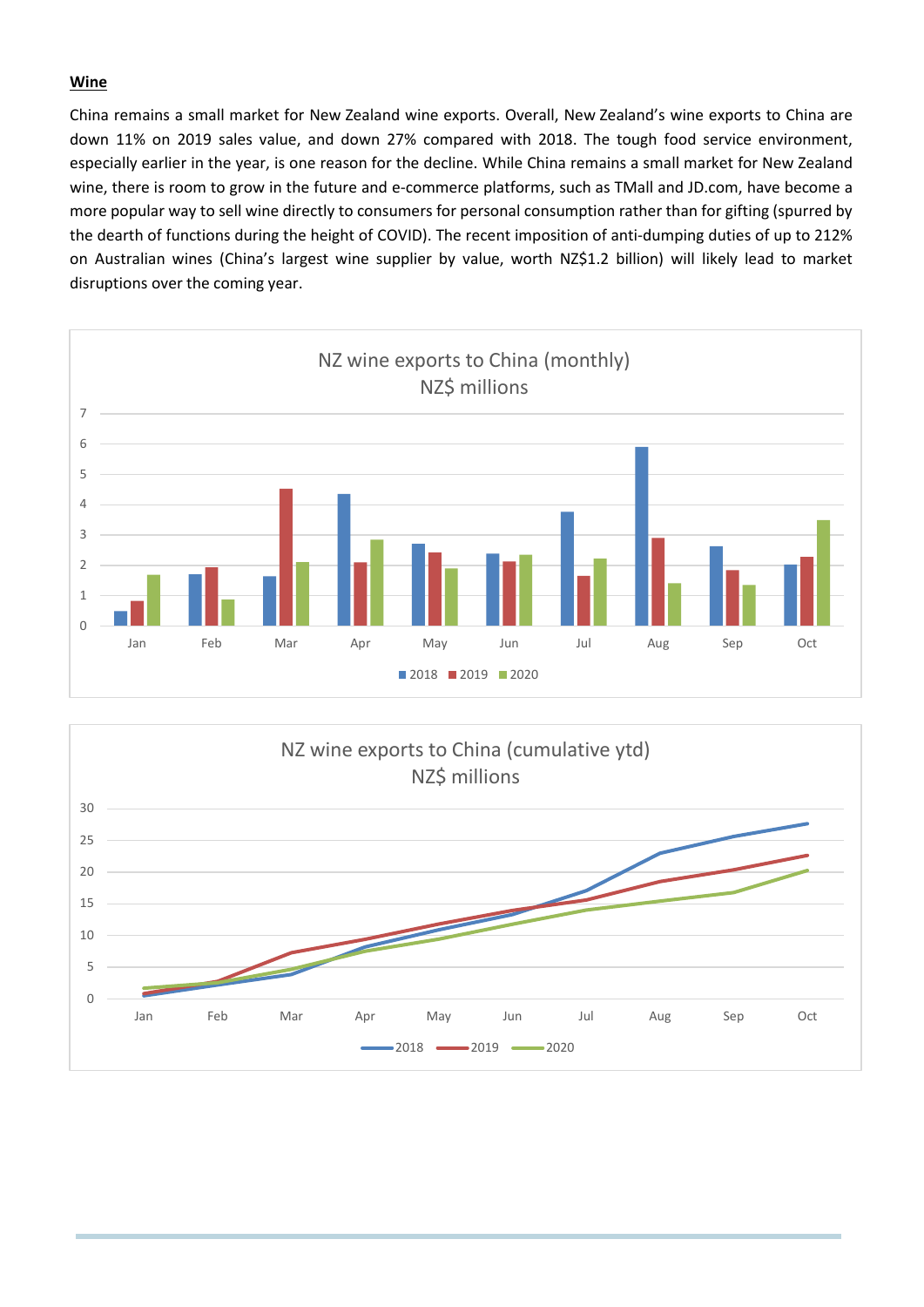## Wine

China remains a small market for New Zealand wine exports. Overall, New Zealand's wine exports to China are down 11% on 2019 sales value, and down 27% compared with 2018. The tough food service environment, especially earlier in the year, is one reason for the decline. While China remains a small market for New Zealand wine, there is room to grow in the future and e-commerce platforms, such as TMall and JD.com, have become a more popular way to sell wine directly to consumers for personal consumption rather than for gifting (spurred by the dearth of functions during the height of COVID). The recent imposition of anti-dumping duties of up to 212% on Australian wines (China's largest wine supplier by value, worth NZ$1.2 billion) will likely lead to market disruptions over the coming year.

NZ wine exports to China (monthly)
NZ$ millions

NZ wine exports to China (cumulative ytd)
NZ$ millions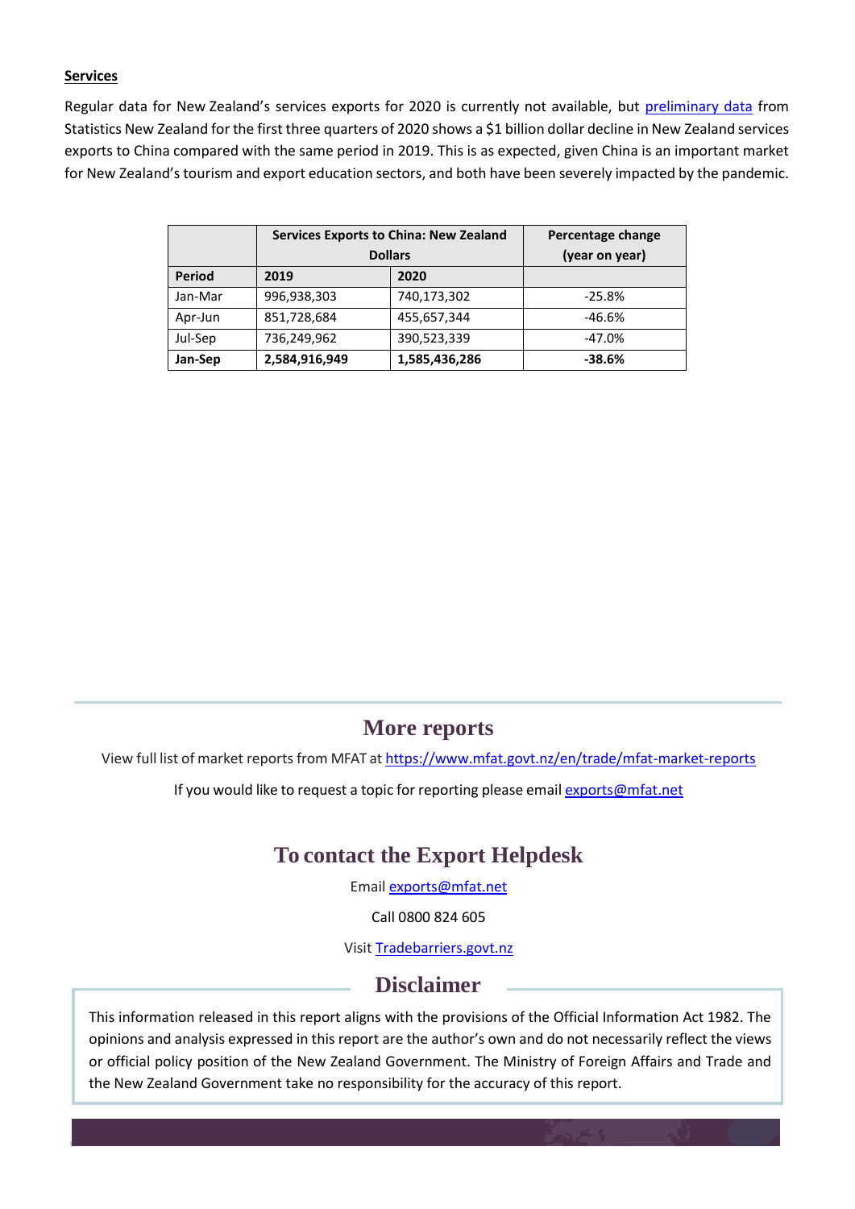**Services**

Regular data for New Zealand's services exports for 2020 is currently not available, but preliminary data from Statistics New Zealand for the first three quarters of 2020 shows a $1 billion dollar decline in New Zealand services exports to China compared with the same period in 2019. This is as expected, given China is an important market for New Zealand's tourism and export education sectors, and both have been severely impacted by the pandemic.

| | Services Exports to China: New Zealand Dollars | | Percentage change (year on year) |
|---|---|---|---|
| **Period** | **2019** | **2020** | |
| Jan-Mar | 996,938,303 | 740,173,302 | -25.8% |
| Apr-Jun | 851,728,684 | 455,657,344 | -46.6% |
| Jul-Sep | 736,249,962 | 390,523,339 | -47.0% |
| **Jan-Sep** | **2,584,916,949** | **1,585,436,286** | **-38.6%** |

## More reports

View full list of market reports from MFAT at https://www.mfat.govt.nz/en/trade/mfat-market-reports

If you would like to request a topic for reporting please email exports@mfat.net

## To contact the Export Helpdesk

Email exports@mfat.net

Call 0800 824 605

Visit Tradebarriers.govt.nz

## Disclaimer

This information released in this report aligns with the provisions of the Official Information Act 1982. The opinions and analysis expressed in this report are the author's own and do not necessarily reflect the views or official policy position of the New Zealand Government. The Ministry of Foreign Affairs and Trade and the New Zealand Government take no responsibility for the accuracy of this report.